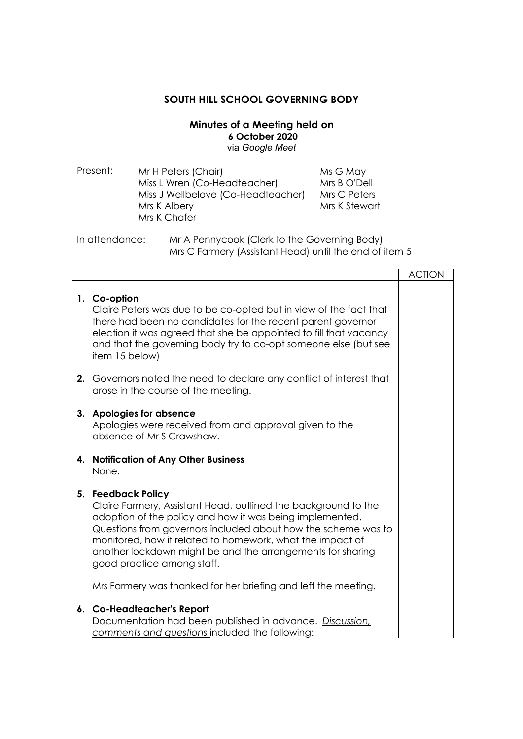# SOUTH HILL SCHOOL GOVERNING BODY

## Minutes of a Meeting held on

**6 October 2020**

via *Google Meet*

| Present: | | |
|---|---|---|
| | Mr H Peters (Chair) | Ms G May |
| | Miss L Wren (Co-Headteacher) | Mrs B O'Dell |
| | Miss J Wellbelove (Co-Headteacher) | Mrs C Peters |
| | Mrs K Albery | Mrs K Stewart |
| | Mrs K Chafer | |

In attendance: Mr A Pennycook (Clerk to the Governing Body)
Mrs C Farmery (Assistant Head) until the end of item 5

| | ACTION |
|---|---|
| **1. Co-option**<br>Claire Peters was due to be co-opted but in view of the fact that there had been no candidates for the recent parent governor election it was agreed that she be appointed to fill that vacancy and that the governing body try to co-opt someone else (but see item 15 below) | |
| **2.** Governors noted the need to declare any conflict of interest that arose in the course of the meeting. | |
| **3. Apologies for absence**<br>Apologies were received from and approval given to the absence of Mr S Crawshaw. | |
| **4. Notification of Any Other Business**<br>None. | |
| **5. Feedback Policy**<br>Claire Farmery, Assistant Head, outlined the background to the adoption of the policy and how it was being implemented. Questions from governors included about how the scheme was to monitored, how it related to homework, what the impact of another lockdown might be and the arrangements for sharing good practice among staff.<br><br>Mrs Farmery was thanked for her briefing and left the meeting. | |
| **6. Co-Headteacher's Report**<br>Documentation had been published in advance. *Discussion, comments and questions* included the following: | |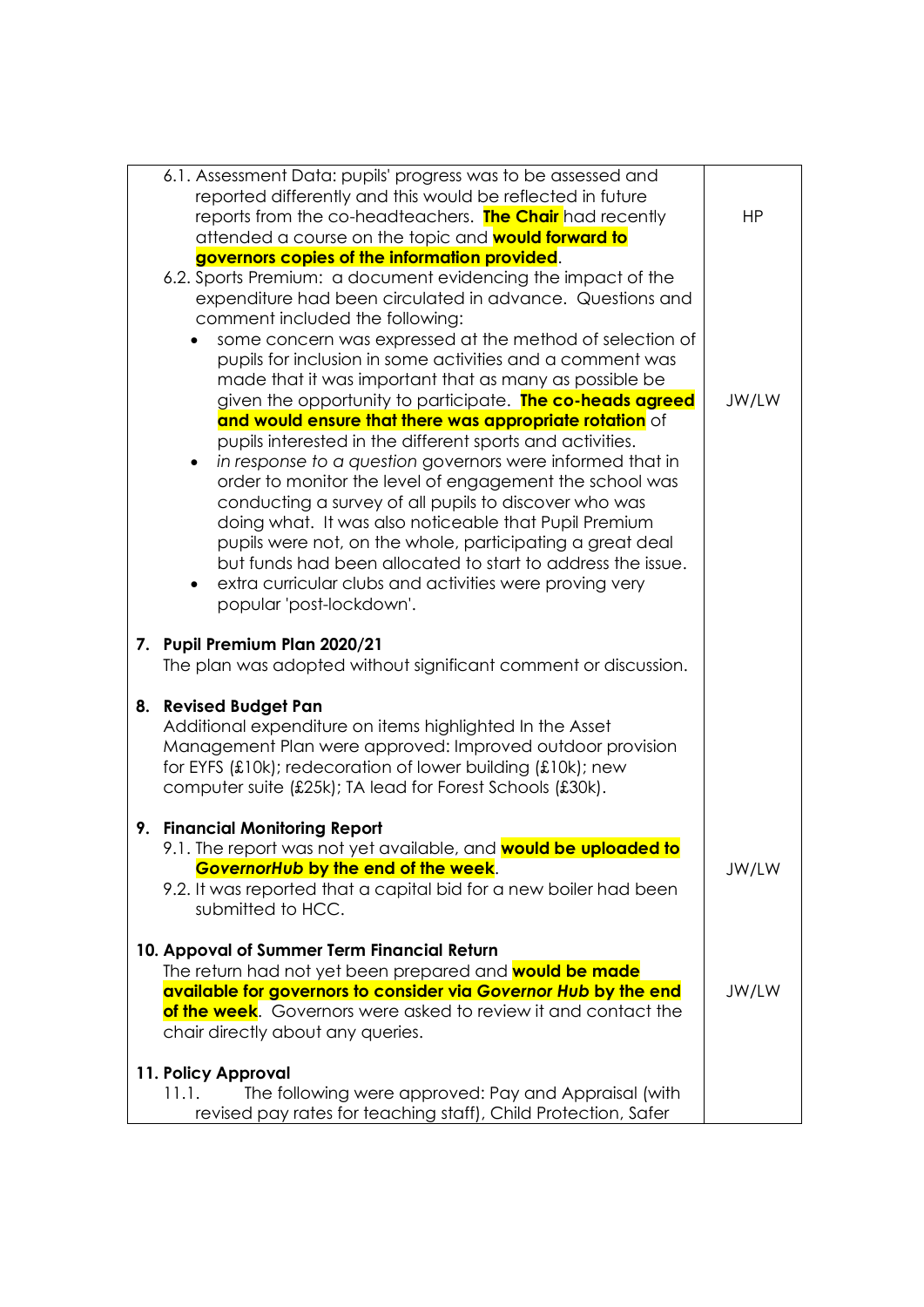| | |
|---|---|
| 6.1. Assessment Data: pupils' progress was to be assessed and reported differently and this would be reflected in future reports from the co-headteachers. **The Chair** had recently attended a course on the topic and **would forward to governors copies of the information provided**. | HP |
| 6.2. Sports Premium: a document evidencing the impact of the expenditure had been circulated in advance. Questions and comment included the following:<br>• some concern was expressed at the method of selection of pupils for inclusion in some activities and a comment was made that it was important that as many as possible be given the opportunity to participate. **The co-heads agreed and would ensure that there was appropriate rotation** of pupils interested in the different sports and activities.<br>• *in response to a question* governors were informed that in order to monitor the level of engagement the school was conducting a survey of all pupils to discover who was doing what. It was also noticeable that Pupil Premium pupils were not, on the whole, participating a great deal but funds had been allocated to start to address the issue.<br>• extra curricular clubs and activities were proving very popular 'post-lockdown'. | JW/LW |
| **7. Pupil Premium Plan 2020/21**<br>The plan was adopted without significant comment or discussion. | |
| **8. Revised Budget Pan**<br>Additional expenditure on items highlighted In the Asset Management Plan were approved: Improved outdoor provision for EYFS (£10k); redecoration of lower building (£10k); new computer suite (£25k); TA lead for Forest Schools (£30k). | |
| **9. Financial Monitoring Report**<br>9.1. The report was not yet available, and **would be uploaded to *GovernorHub* by the end of the week**.<br>9.2. It was reported that a capital bid for a new boiler had been submitted to HCC. | JW/LW |
| **10. Appoval of Summer Term Financial Return**<br>The return had not yet been prepared and **would be made available for governors to consider via *Governor Hub* by the end of the week**. Governors were asked to review it and contact the chair directly about any queries. | JW/LW |
| **11. Policy Approval**<br>11.1. The following were approved: Pay and Appraisal (with revised pay rates for teaching staff), Child Protection, Safer | |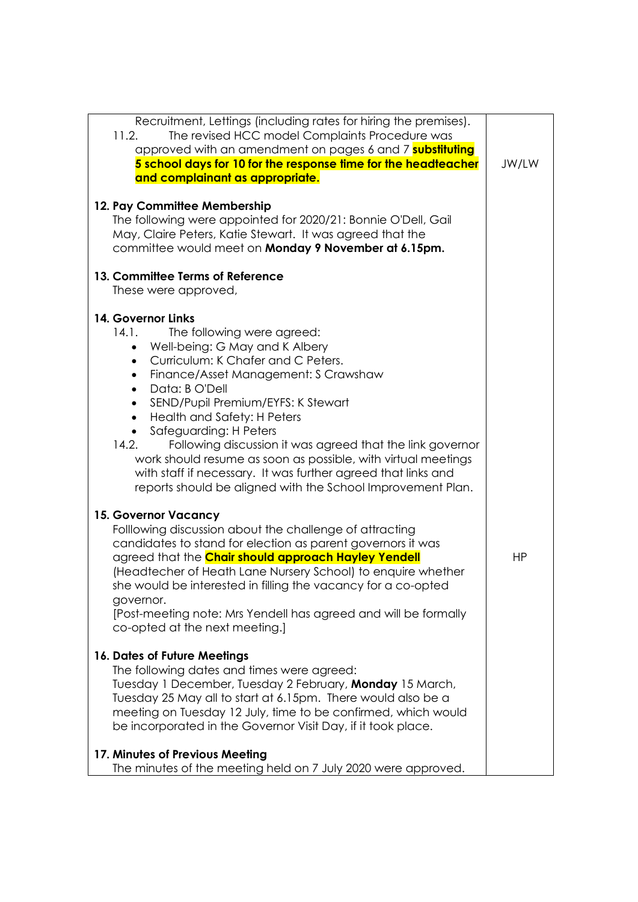| | |
|---|---|
| Recruitment, Lettings (including rates for hiring the premises).<br>11.2. The revised HCC model Complaints Procedure was approved with an amendment on pages 6 and 7 **substituting 5 school days for 10 for the response time for the headteacher and complainant as appropriate.**<br><br>**12. Pay Committee Membership**<br>The following were appointed for 2020/21: Bonnie O'Dell, Gail May, Claire Peters, Katie Stewart. It was agreed that the committee would meet on **Monday 9 November at 6.15pm.**<br><br>**13. Committee Terms of Reference**<br>These were approved,<br><br>**14. Governor Links**<br>14.1. The following were agreed:<br>• Well-being: G May and K Albery<br>• Curriculum: K Chafer and C Peters.<br>• Finance/Asset Management: S Crawshaw<br>• Data: B O'Dell<br>• SEND/Pupil Premium/EYFS: K Stewart<br>• Health and Safety: H Peters<br>• Safeguarding: H Peters<br>14.2. Following discussion it was agreed that the link governor work should resume as soon as possible, with virtual meetings with staff if necessary. It was further agreed that links and reports should be aligned with the School Improvement Plan.<br><br>**15. Governor Vacancy**<br>Folllowing discussion about the challenge of attracting candidates to stand for election as parent governors it was agreed that the **Chair should approach Hayley Yendell** (Headtecher of Heath Lane Nursery School) to enquire whether she would be interested in filling the vacancy for a co-opted governor.<br>[Post-meeting note: Mrs Yendell has agreed and will be formally co-opted at the next meeting.]<br><br>**16. Dates of Future Meetings**<br>The following dates and times were agreed:<br>Tuesday 1 December, Tuesday 2 February, **Monday** 15 March, Tuesday 25 May all to start at 6.15pm. There would also be a meeting on Tuesday 12 July, time to be confirmed, which would be incorporated in the Governor Visit Day, if it took place.<br><br>**17. Minutes of Previous Meeting**<br>The minutes of the meeting held on 7 July 2020 were approved. | JW/LW<br><br>HP |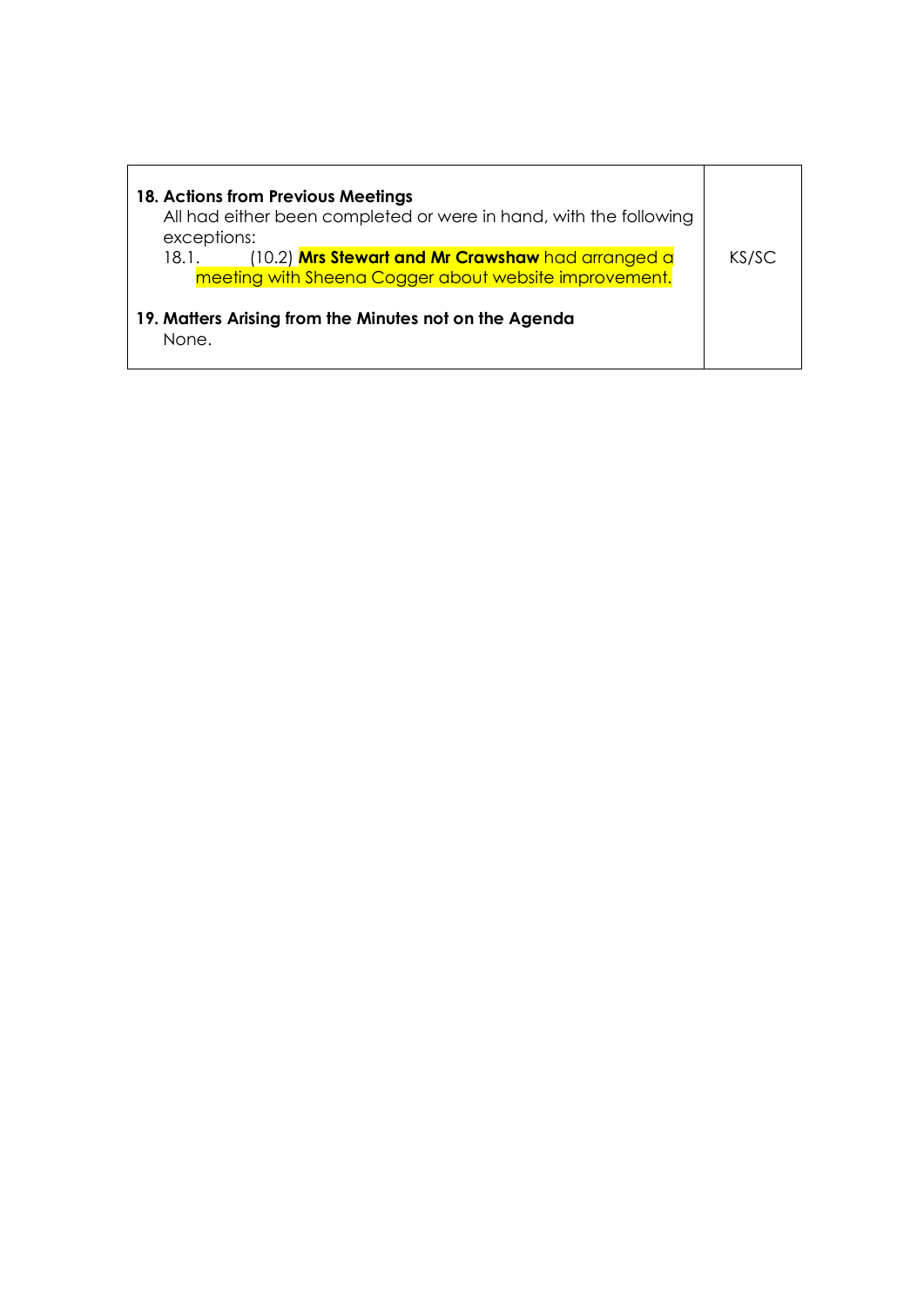| | |
|---|---|
| **18. Actions from Previous Meetings**<br>All had either been completed or were in hand, with the following exceptions:<br>18.1. (10.2) **Mrs Stewart and Mr Crawshaw** had arranged a meeting with Sheena Cogger about website improvement. | KS/SC |
| **19. Matters Arising from the Minutes not on the Agenda**<br>None. | |